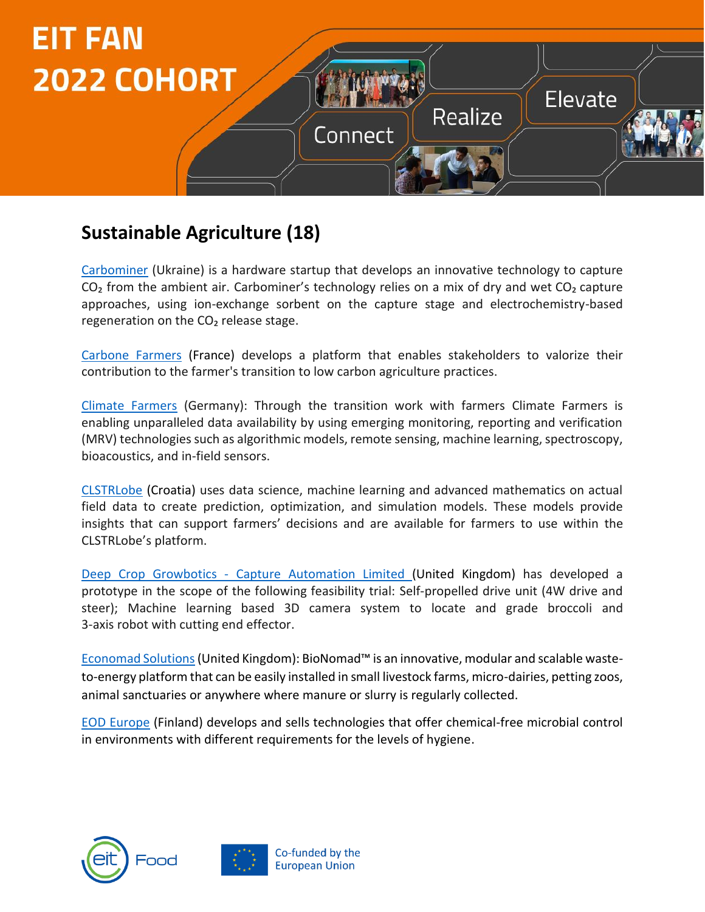# EIT FAN 2022 COHORT

Connect Realize Elevate

## Sustainable Agriculture (18)

Carbominer (Ukraine) is a hardware startup that develops an innovative technology to capture $CO_2$ from the ambient air. Carbominer's technology relies on a mix of dry and wet $CO_2$ capture approaches, using ion-exchange sorbent on the capture stage and electrochemistry-based regeneration on the $CO_2$ release stage.

Carbone Farmers (France) develops a platform that enables stakeholders to valorize their contribution to the farmer's transition to low carbon agriculture practices.

Climate Farmers (Germany): Through the transition work with farmers Climate Farmers is enabling unparalleled data availability by using emerging monitoring, reporting and verification (MRV) technologies such as algorithmic models, remote sensing, machine learning, spectroscopy, bioacoustics, and in-field sensors.

CLSTRLobe (Croatia) uses data science, machine learning and advanced mathematics on actual field data to create prediction, optimization, and simulation models. These models provide insights that can support farmers' decisions and are available for farmers to use within the CLSTRLobe's platform.

Deep Crop Growbotics - Capture Automation Limited (United Kingdom) has developed a prototype in the scope of the following feasibility trial: Self-propelled drive unit (4W drive and steer); Machine learning based 3D camera system to locate and grade broccoli and 3-axis robot with cutting end effector.

Economad Solutions (United Kingdom): BioNomad™ is an innovative, modular and scalable waste-to-energy platform that can be easily installed in small livestock farms, micro-dairies, petting zoos, animal sanctuaries or anywhere where manure or slurry is regularly collected.

EOD Europe (Finland) develops and sells technologies that offer chemical-free microbial control in environments with different requirements for the levels of hygiene.

eit Food

Co-funded by the European Union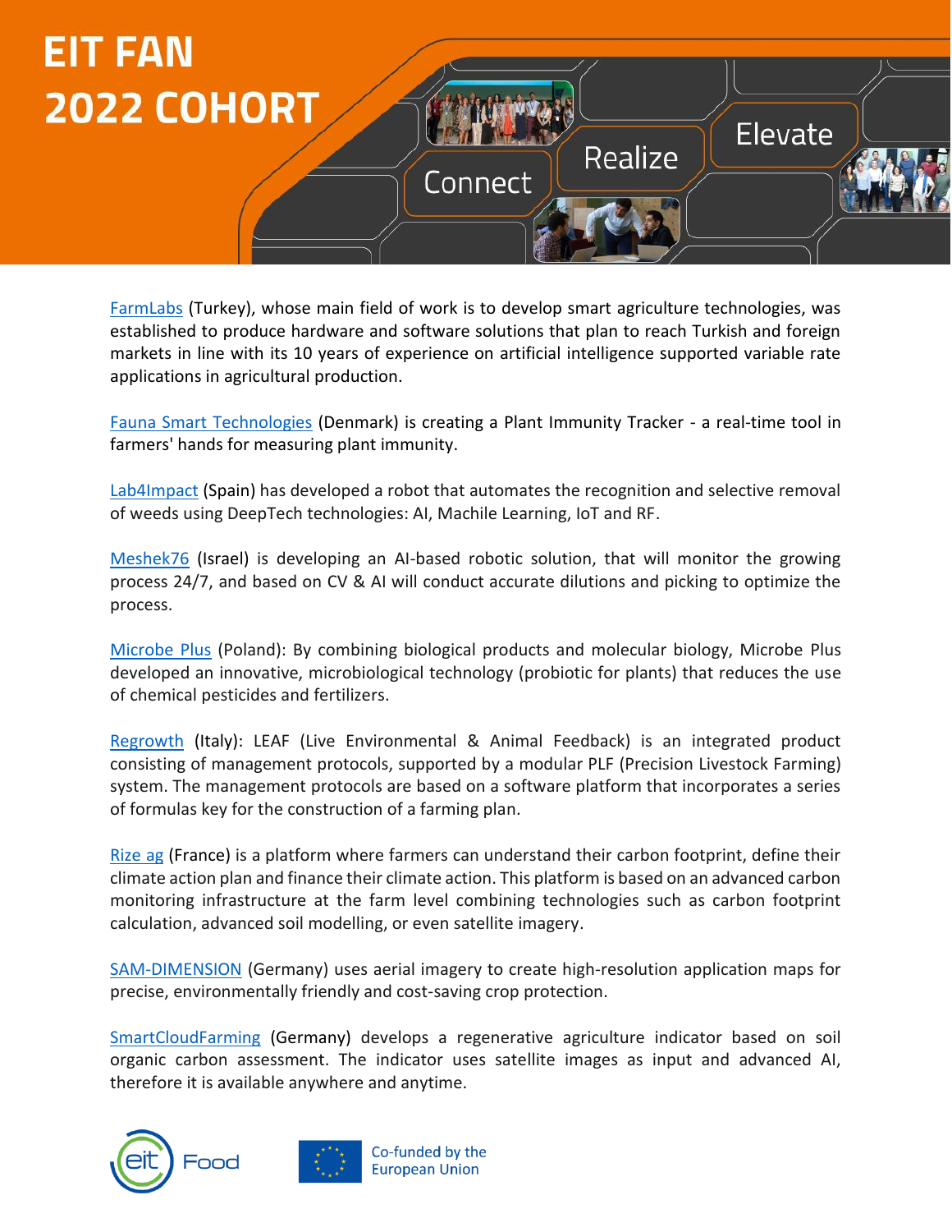# EIT FAN 2022 COHORT

Connect Realize Elevate

[FarmLabs](#) (Turkey), whose main field of work is to develop smart agriculture technologies, was established to produce hardware and software solutions that plan to reach Turkish and foreign markets in line with its 10 years of experience on artificial intelligence supported variable rate applications in agricultural production.

[Fauna Smart Technologies](#) (Denmark) is creating a Plant Immunity Tracker - a real-time tool in farmers' hands for measuring plant immunity.

[Lab4Impact](#) (Spain) has developed a robot that automates the recognition and selective removal of weeds using DeepTech technologies: AI, Machile Learning, IoT and RF.

[Meshek76](#) (Israel) is developing an AI-based robotic solution, that will monitor the growing process 24/7, and based on CV & AI will conduct accurate dilutions and picking to optimize the process.

[Microbe Plus](#) (Poland): By combining biological products and molecular biology, Microbe Plus developed an innovative, microbiological technology (probiotic for plants) that reduces the use of chemical pesticides and fertilizers.

[Regrowth](#) (Italy): LEAF (Live Environmental & Animal Feedback) is an integrated product consisting of management protocols, supported by a modular PLF (Precision Livestock Farming) system. The management protocols are based on a software platform that incorporates a series of formulas key for the construction of a farming plan.

[Rize ag](#) (France) is a platform where farmers can understand their carbon footprint, define their climate action plan and finance their climate action. This platform is based on an advanced carbon monitoring infrastructure at the farm level combining technologies such as carbon footprint calculation, advanced soil modelling, or even satellite imagery.

[SAM-DIMENSION](#) (Germany) uses aerial imagery to create high-resolution application maps for precise, environmentally friendly and cost-saving crop protection.

[SmartCloudFarming](#) (Germany) develops a regenerative agriculture indicator based on soil organic carbon assessment. The indicator uses satellite images as input and advanced AI, therefore it is available anywhere and anytime.

eit Food

Co-funded by the European Union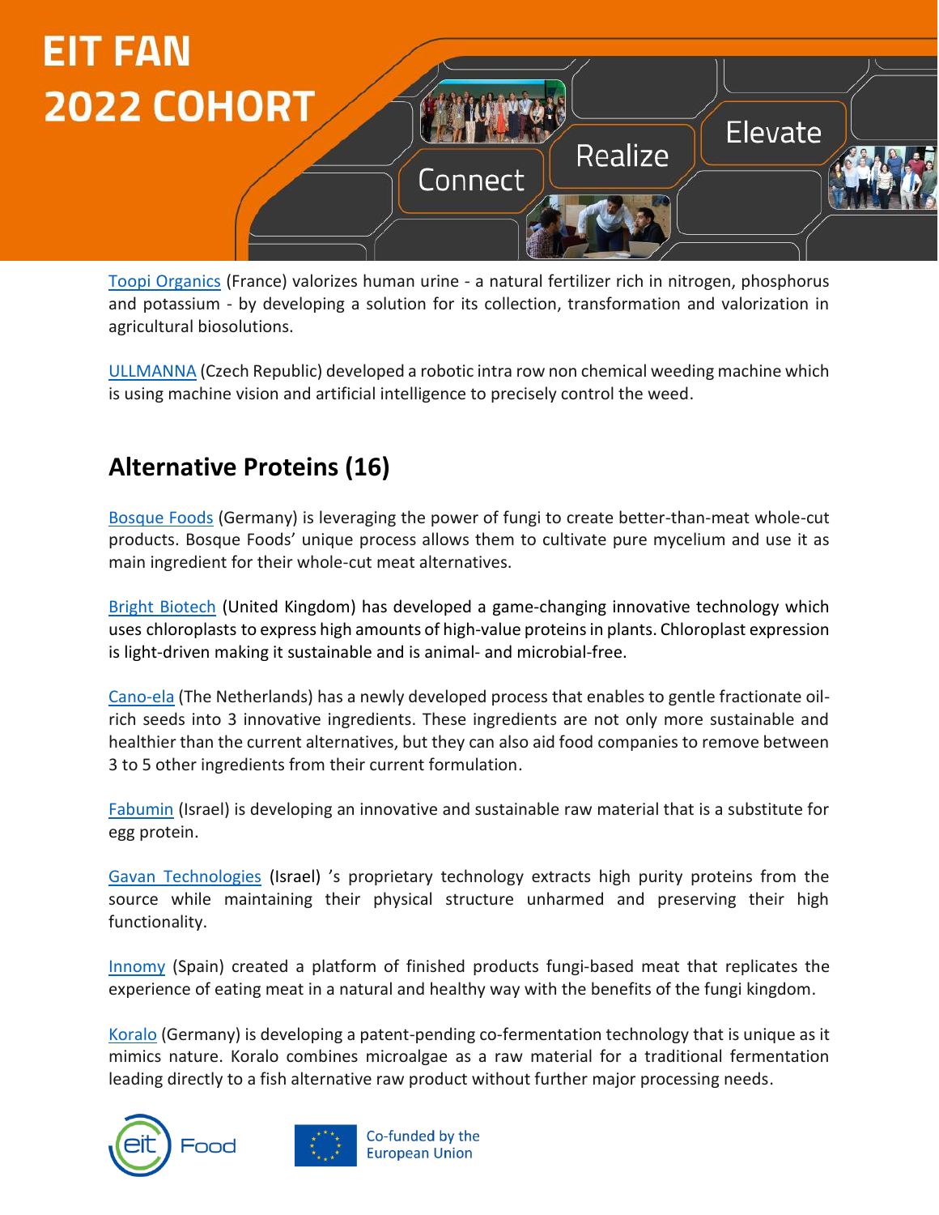[Toopi Organics](#) (France) valorizes human urine - a natural fertilizer rich in nitrogen, phosphorus and potassium - by developing a solution for its collection, transformation and valorization in agricultural biosolutions.

[ULLMANNA](#) (Czech Republic) developed a robotic intra row non chemical weeding machine which is using machine vision and artificial intelligence to precisely control the weed.

## Alternative Proteins (16)

[Bosque Foods](#) (Germany) is leveraging the power of fungi to create better-than-meat whole-cut products. Bosque Foods' unique process allows them to cultivate pure mycelium and use it as main ingredient for their whole-cut meat alternatives.

[Bright Biotech](#) (United Kingdom) has developed a game-changing innovative technology which uses chloroplasts to express high amounts of high-value proteins in plants. Chloroplast expression is light-driven making it sustainable and is animal- and microbial-free.

[Cano-ela](#) (The Netherlands) has a newly developed process that enables to gentle fractionate oil-rich seeds into 3 innovative ingredients. These ingredients are not only more sustainable and healthier than the current alternatives, but they can also aid food companies to remove between 3 to 5 other ingredients from their current formulation.

[Fabumin](#) (Israel) is developing an innovative and sustainable raw material that is a substitute for egg protein.

[Gavan Technologies](#) (Israel) 's proprietary technology extracts high purity proteins from the source while maintaining their physical structure unharmed and preserving their high functionality.

[Innomy](#) (Spain) created a platform of finished products fungi-based meat that replicates the experience of eating meat in a natural and healthy way with the benefits of the fungi kingdom.

[Koralo](#) (Germany) is developing a patent-pending co-fermentation technology that is unique as it mimics nature. Koralo combines microalgae as a raw material for a traditional fermentation leading directly to a fish alternative raw product without further major processing needs.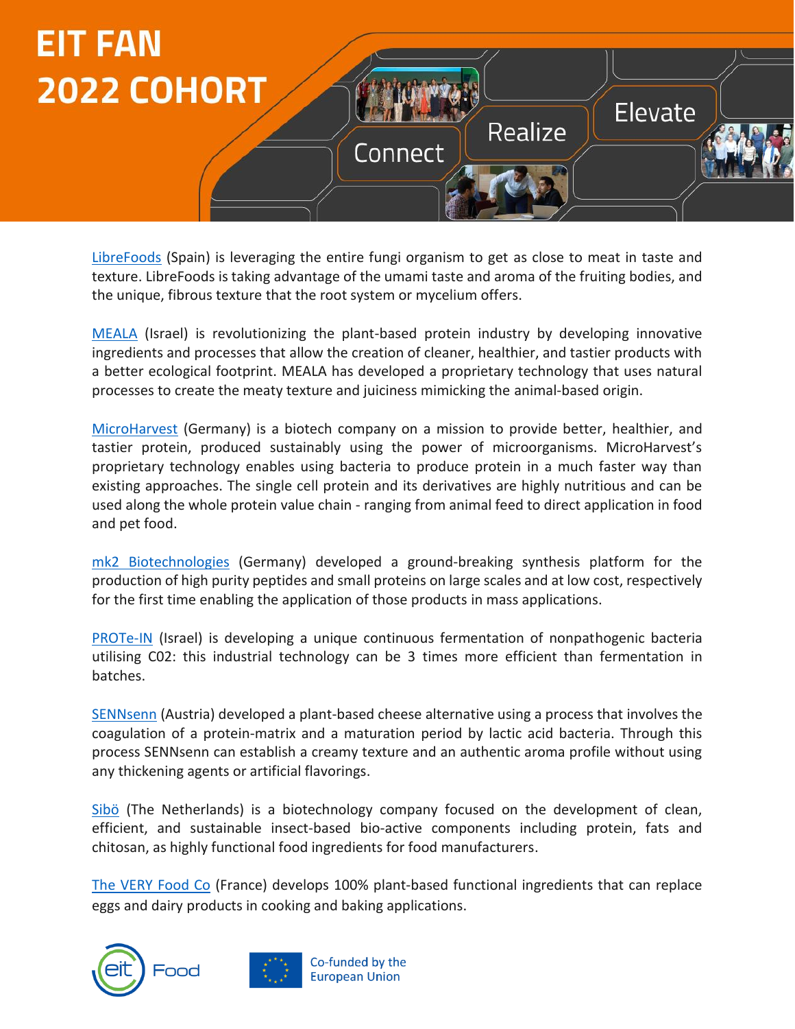# EIT FAN 2022 COHORT

LibreFoods (Spain) is leveraging the entire fungi organism to get as close to meat in taste and texture. LibreFoods is taking advantage of the umami taste and aroma of the fruiting bodies, and the unique, fibrous texture that the root system or mycelium offers.

MEALA (Israel) is revolutionizing the plant-based protein industry by developing innovative ingredients and processes that allow the creation of cleaner, healthier, and tastier products with a better ecological footprint. MEALA has developed a proprietary technology that uses natural processes to create the meaty texture and juiciness mimicking the animal-based origin.

MicroHarvest (Germany) is a biotech company on a mission to provide better, healthier, and tastier protein, produced sustainably using the power of microorganisms. MicroHarvest's proprietary technology enables using bacteria to produce protein in a much faster way than existing approaches. The single cell protein and its derivatives are highly nutritious and can be used along the whole protein value chain - ranging from animal feed to direct application in food and pet food.

mk2 Biotechnologies (Germany) developed a ground-breaking synthesis platform for the production of high purity peptides and small proteins on large scales and at low cost, respectively for the first time enabling the application of those products in mass applications.

PROTe-IN (Israel) is developing a unique continuous fermentation of nonpathogenic bacteria utilising C02: this industrial technology can be 3 times more efficient than fermentation in batches.

SENNsenn (Austria) developed a plant-based cheese alternative using a process that involves the coagulation of a protein-matrix and a maturation period by lactic acid bacteria. Through this process SENNsenn can establish a creamy texture and an authentic aroma profile without using any thickening agents or artificial flavorings.

Sibö (The Netherlands) is a biotechnology company focused on the development of clean, efficient, and sustainable insect-based bio-active components including protein, fats and chitosan, as highly functional food ingredients for food manufacturers.

The VERY Food Co (France) develops 100% plant-based functional ingredients that can replace eggs and dairy products in cooking and baking applications.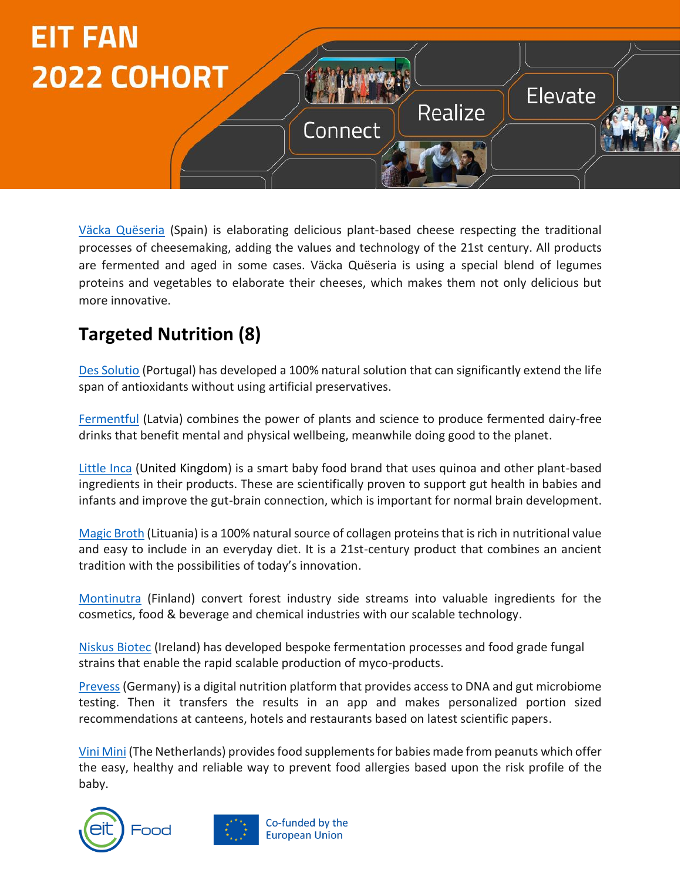Väcka Quëseria (Spain) is elaborating delicious plant-based cheese respecting the traditional processes of cheesemaking, adding the values and technology of the 21st century. All products are fermented and aged in some cases. Väcka Quëseria is using a special blend of legumes proteins and vegetables to elaborate their cheeses, which makes them not only delicious but more innovative.

## Targeted Nutrition (8)

Des Solutio (Portugal) has developed a 100% natural solution that can significantly extend the life span of antioxidants without using artificial preservatives.

Fermentful (Latvia) combines the power of plants and science to produce fermented dairy-free drinks that benefit mental and physical wellbeing, meanwhile doing good to the planet.

Little Inca (United Kingdom) is a smart baby food brand that uses quinoa and other plant-based ingredients in their products. These are scientifically proven to support gut health in babies and infants and improve the gut-brain connection, which is important for normal brain development.

Magic Broth (Lituania) is a 100% natural source of collagen proteins that is rich in nutritional value and easy to include in an everyday diet. It is a 21st-century product that combines an ancient tradition with the possibilities of today's innovation.

Montinutra (Finland) convert forest industry side streams into valuable ingredients for the cosmetics, food & beverage and chemical industries with our scalable technology.

Niskus Biotec (Ireland) has developed bespoke fermentation processes and food grade fungal strains that enable the rapid scalable production of myco-products.

Prevess (Germany) is a digital nutrition platform that provides access to DNA and gut microbiome testing. Then it transfers the results in an app and makes personalized portion sized recommendations at canteens, hotels and restaurants based on latest scientific papers.

Vini Mini (The Netherlands) provides food supplements for babies made from peanuts which offer the easy, healthy and reliable way to prevent food allergies based upon the risk profile of the baby.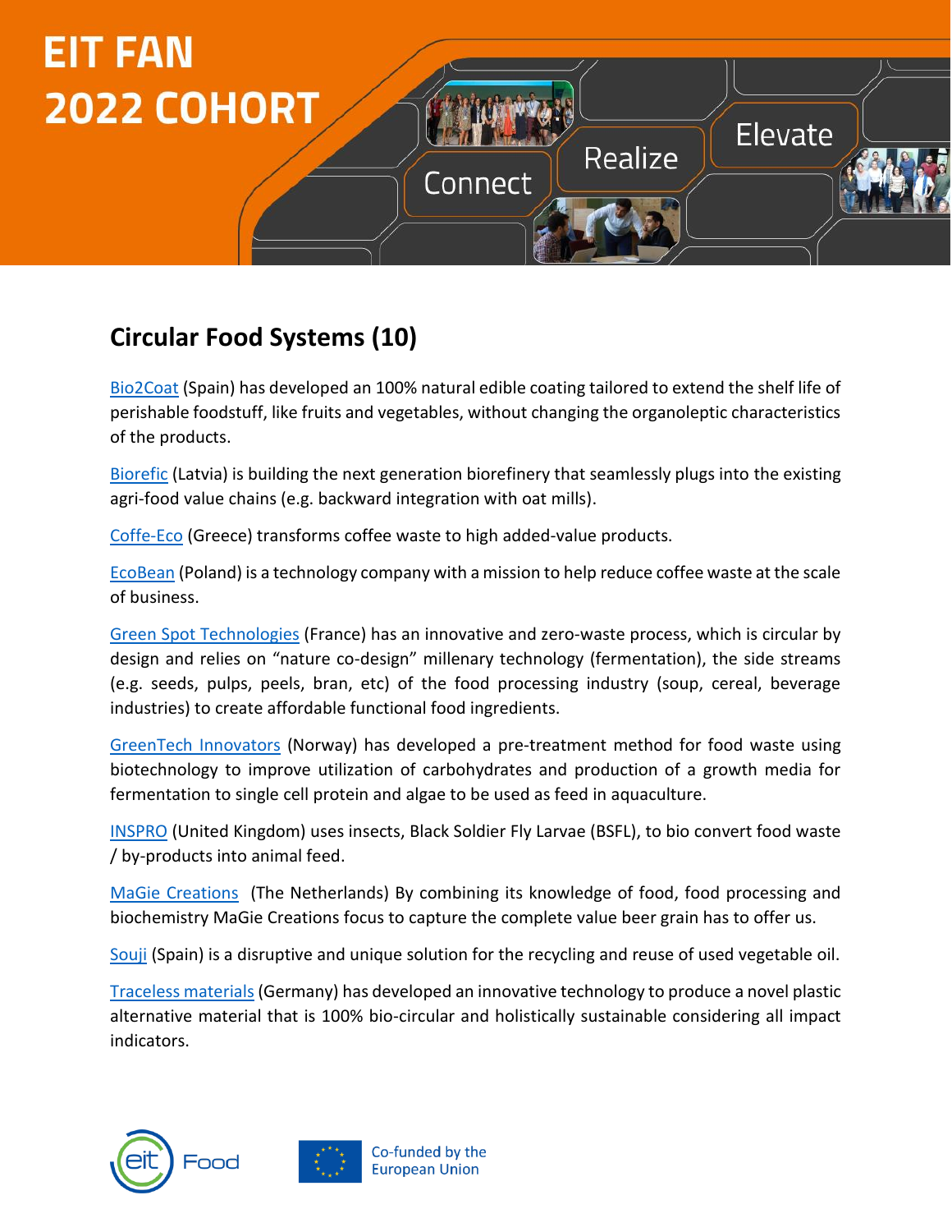# EIT FAN 2022 COHORT

Connect Realize Elevate

## Circular Food Systems (10)

Bio2Coat (Spain) has developed an 100% natural edible coating tailored to extend the shelf life of perishable foodstuff, like fruits and vegetables, without changing the organoleptic characteristics of the products.

Biorefic (Latvia) is building the next generation biorefinery that seamlessly plugs into the existing agri-food value chains (e.g. backward integration with oat mills).

Coffe-Eco (Greece) transforms coffee waste to high added-value products.

EcoBean (Poland) is a technology company with a mission to help reduce coffee waste at the scale of business.

Green Spot Technologies (France) has an innovative and zero-waste process, which is circular by design and relies on "nature co-design" millenary technology (fermentation), the side streams (e.g. seeds, pulps, peels, bran, etc) of the food processing industry (soup, cereal, beverage industries) to create affordable functional food ingredients.

GreenTech Innovators (Norway) has developed a pre-treatment method for food waste using biotechnology to improve utilization of carbohydrates and production of a growth media for fermentation to single cell protein and algae to be used as feed in aquaculture.

INSPRO (United Kingdom) uses insects, Black Soldier Fly Larvae (BSFL), to bio convert food waste / by-products into animal feed.

MaGie Creations (The Netherlands) By combining its knowledge of food, food processing and biochemistry MaGie Creations focus to capture the complete value beer grain has to offer us.

Souji (Spain) is a disruptive and unique solution for the recycling and reuse of used vegetable oil.

Traceless materials (Germany) has developed an innovative technology to produce a novel plastic alternative material that is 100% bio-circular and holistically sustainable considering all impact indicators.

eit Food

Co-funded by the European Union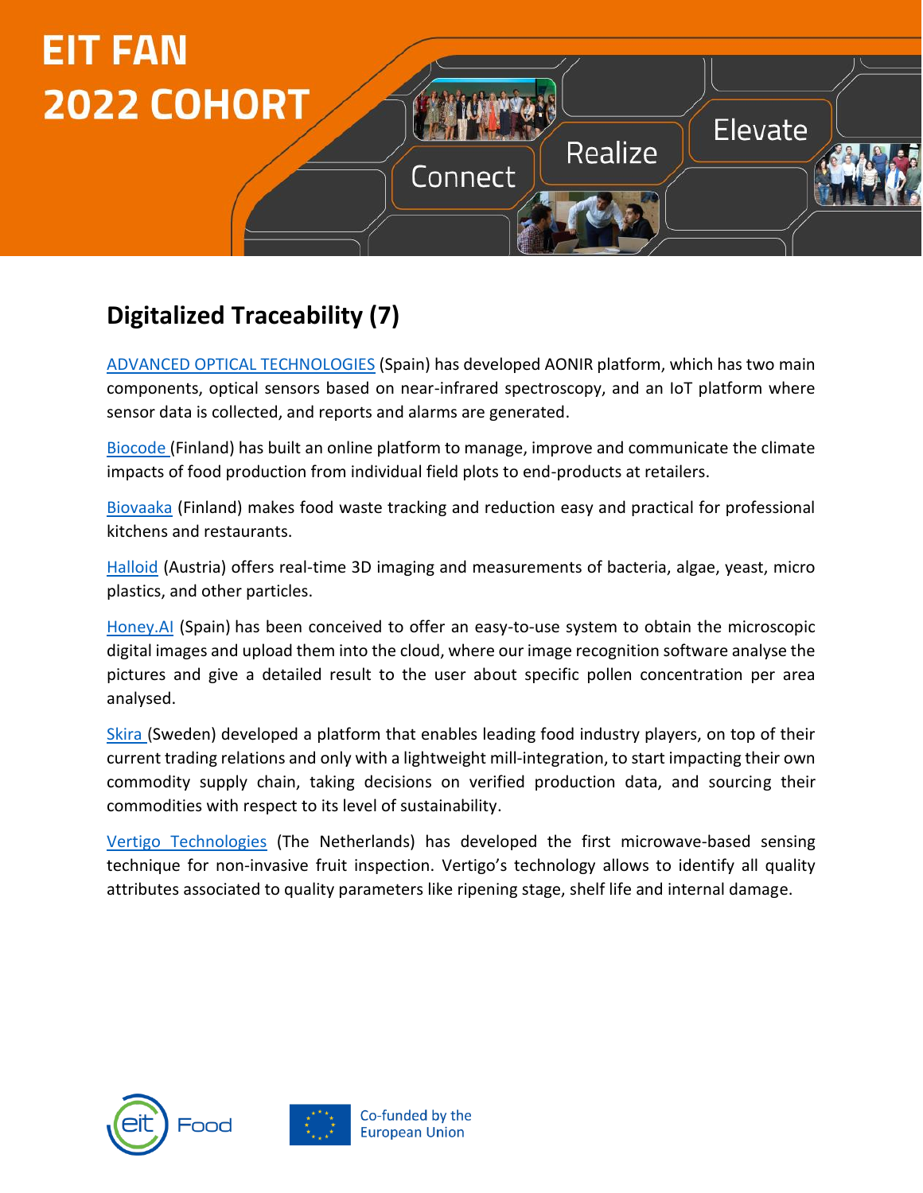# EIT FAN 2022 COHORT

## Digitalized Traceability (7)

ADVANCED OPTICAL TECHNOLOGIES (Spain) has developed AONIR platform, which has two main components, optical sensors based on near-infrared spectroscopy, and an IoT platform where sensor data is collected, and reports and alarms are generated.

Biocode (Finland) has built an online platform to manage, improve and communicate the climate impacts of food production from individual field plots to end-products at retailers.

Biovaaka (Finland) makes food waste tracking and reduction easy and practical for professional kitchens and restaurants.

Halloid (Austria) offers real-time 3D imaging and measurements of bacteria, algae, yeast, micro plastics, and other particles.

Honey.AI (Spain) has been conceived to offer an easy-to-use system to obtain the microscopic digital images and upload them into the cloud, where our image recognition software analyse the pictures and give a detailed result to the user about specific pollen concentration per area analysed.

Skira (Sweden) developed a platform that enables leading food industry players, on top of their current trading relations and only with a lightweight mill-integration, to start impacting their own commodity supply chain, taking decisions on verified production data, and sourcing their commodities with respect to its level of sustainability.

Vertigo Technologies (The Netherlands) has developed the first microwave-based sensing technique for non-invasive fruit inspection. Vertigo's technology allows to identify all quality attributes associated to quality parameters like ripening stage, shelf life and internal damage.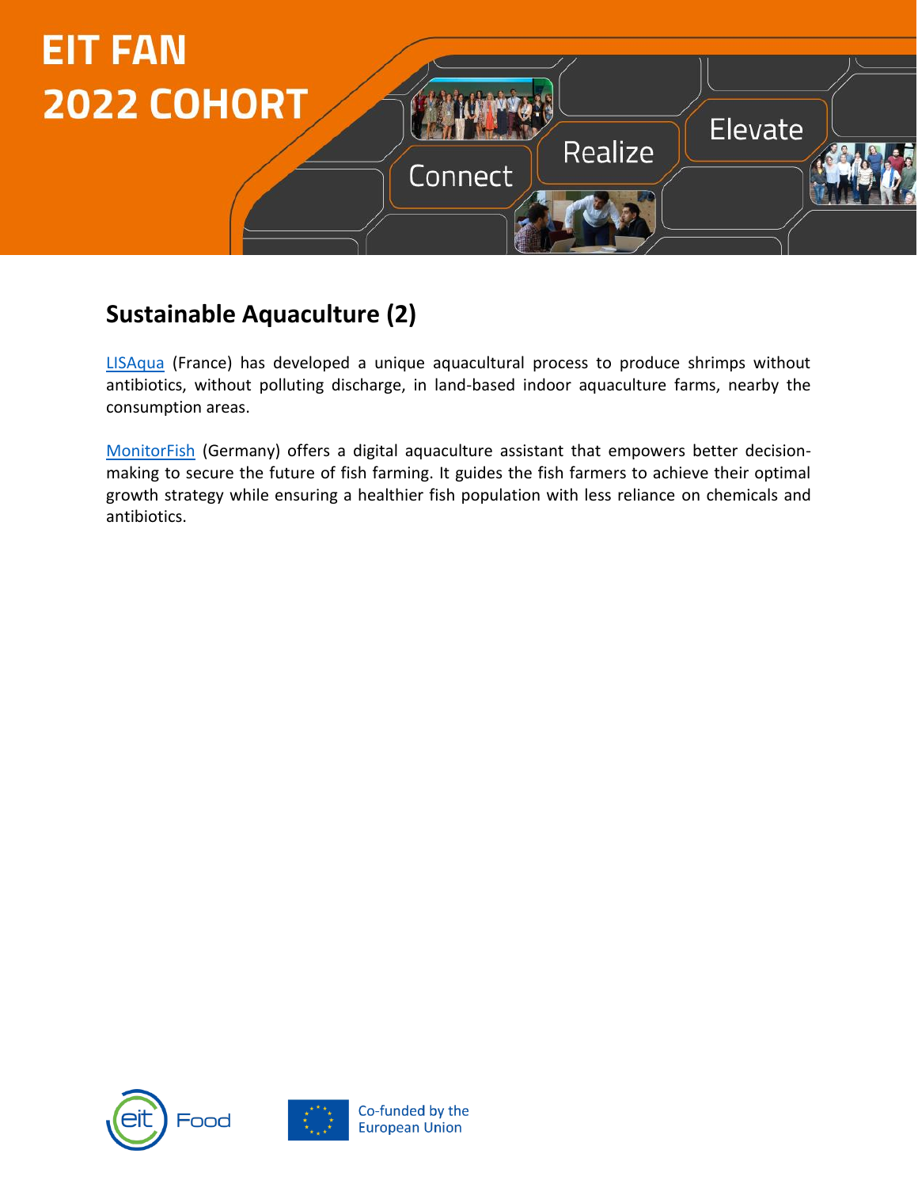## Sustainable Aquaculture (2)

LISAqua (France) has developed a unique aquacultural process to produce shrimps without antibiotics, without polluting discharge, in land-based indoor aquaculture farms, nearby the consumption areas.

MonitorFish (Germany) offers a digital aquaculture assistant that empowers better decision-making to secure the future of fish farming. It guides the fish farmers to achieve their optimal growth strategy while ensuring a healthier fish population with less reliance on chemicals and antibiotics.